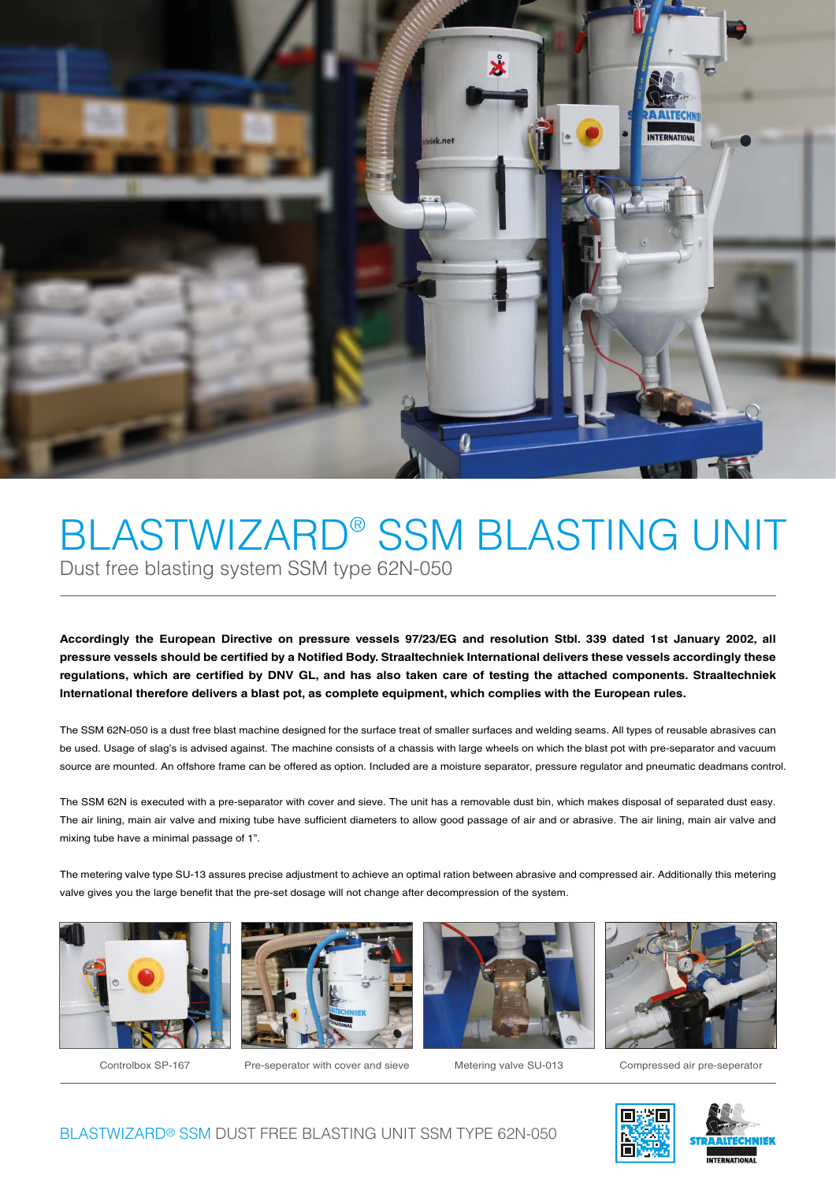# BLASTWIZARD® SSM BLASTING UNIT

Dust free blasting system SSM type 62N-050

**Accordingly the European Directive on pressure vessels 97/23/EG and resolution Stbl. 339 dated 1st January 2002, all pressure vessels should be certified by a Notified Body. Straaltechniek International delivers these vessels accordingly these regulations, which are certified by DNV GL, and has also taken care of testing the attached components. Straaltechniek International therefore delivers a blast pot, as complete equipment, which complies with the European rules.**

The SSM 62N-050 is a dust free blast machine designed for the surface treat of smaller surfaces and welding seams. All types of reusable abrasives can be used. Usage of slag's is advised against. The machine consists of a chassis with large wheels on which the blast pot with pre-separator and vacuum source are mounted. An offshore frame can be offered as option. Included are a moisture separator, pressure regulator and pneumatic deadmans control.

The SSM 62N is executed with a pre-separator with cover and sieve. The unit has a removable dust bin, which makes disposal of separated dust easy. The air lining, main air valve and mixing tube have sufficient diameters to allow good passage of air and or abrasive. The air lining, main air valve and mixing tube have a minimal passage of 1".

The metering valve type SU-13 assures precise adjustment to achieve an optimal ration between abrasive and compressed air. Additionally this metering valve gives you the large benefit that the pre-set dosage will not change after decompression of the system.

Controlbox SP-167

Pre-seperator with cover and sieve

Metering valve SU-013

Compressed air pre-seperator

BLASTWIZARD® SSM DUST FREE BLASTING UNIT SSM TYPE 62N-050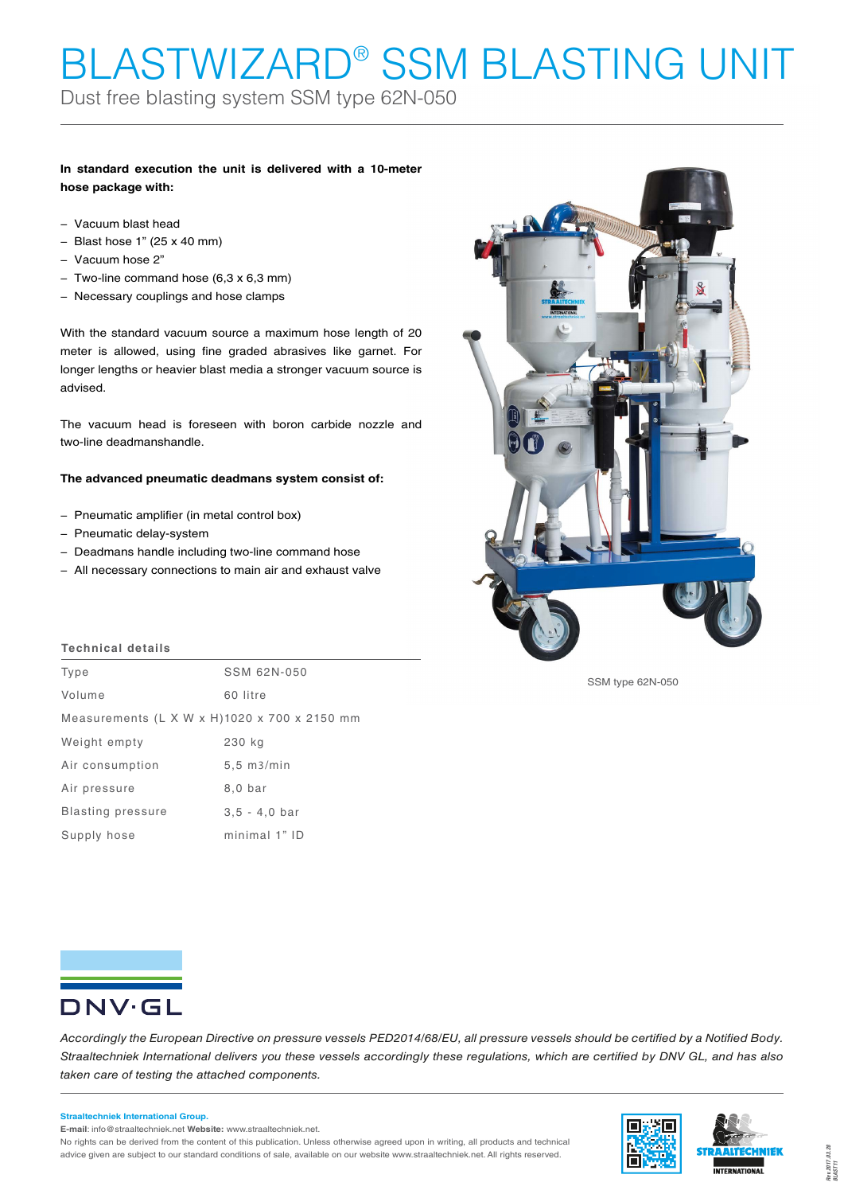# BLASTWIZARD® SSM BLASTING UNIT

Dust free blasting system SSM type 62N-050

**In standard execution the unit is delivered with a 10-meter hose package with:**

- Vacuum blast head
- Blast hose 1" (25 x 40 mm)
- Vacuum hose 2"
- Two-line command hose (6,3 x 6,3 mm)
- Necessary couplings and hose clamps

With the standard vacuum source a maximum hose length of 20 meter is allowed, using fine graded abrasives like garnet. For longer lengths or heavier blast media a stronger vacuum source is advised.

The vacuum head is foreseen with boron carbide nozzle and two-line deadmanshandle.

**The advanced pneumatic deadmans system consist of:**

- Pneumatic amplifier (in metal control box)
- Pneumatic delay-system
- Deadmans handle including two-line command hose
- All necessary connections to main air and exhaust valve

SSM type 62N-050

**Technical details**

| | |
|---|---|
| Type | SSM 62N-050 |
| Volume | 60 litre |
| Measurements (L X W x H) | 1020 x 700 x 2150 mm |
| Weight empty | 230 kg |
| Air consumption | 5,5 m3/min |
| Air pressure | 8,0 bar |
| Blasting pressure | 3,5 - 4,0 bar |
| Supply hose | minimal 1" ID |

DNV·GL

*Accordingly the European Directive on pressure vessels PED2014/68/EU, all pressure vessels should be certified by a Notified Body. Straaltechniek International delivers you these vessels accordingly these regulations, which are certified by DNV GL, and has also taken care of testing the attached components.*

**Straaltechniek International Group.**

**E-mail**: info@straaltechniek.net **Website:** www.straaltechniek.net.

No rights can be derived from the content of this publication. Unless otherwise agreed upon in writing, all products and technical advice given are subject to our standard conditions of sale, available on our website www.straaltechniek.net. All rights reserved.

STRAALTECHNIEK INTERNATIONAL

Rev.2017.03.28 BLAST11